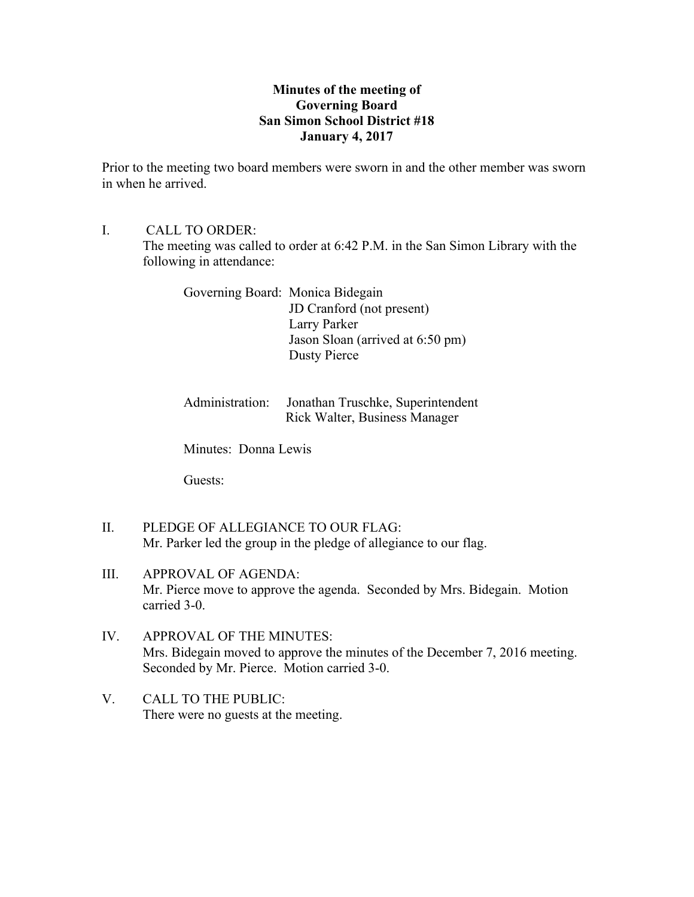**Minutes of the meeting of**
**Governing Board**
**San Simon School District #18**
**January 4, 2017**

Prior to the meeting two board members were sworn in and the other member was sworn in when he arrived.

I. CALL TO ORDER:
The meeting was called to order at 6:42 P.M. in the San Simon Library with the following in attendance:

Governing Board: Monica Bidegain
JD Cranford (not present)
Larry Parker
Jason Sloan (arrived at 6:50 pm)
Dusty Pierce

Administration: Jonathan Truschke, Superintendent
Rick Walter, Business Manager

Minutes: Donna Lewis

Guests:

II. PLEDGE OF ALLEGIANCE TO OUR FLAG:
Mr. Parker led the group in the pledge of allegiance to our flag.

III. APPROVAL OF AGENDA:
Mr. Pierce move to approve the agenda. Seconded by Mrs. Bidegain. Motion carried 3-0.

IV. APPROVAL OF THE MINUTES:
Mrs. Bidegain moved to approve the minutes of the December 7, 2016 meeting. Seconded by Mr. Pierce. Motion carried 3-0.

V. CALL TO THE PUBLIC:
There were no guests at the meeting.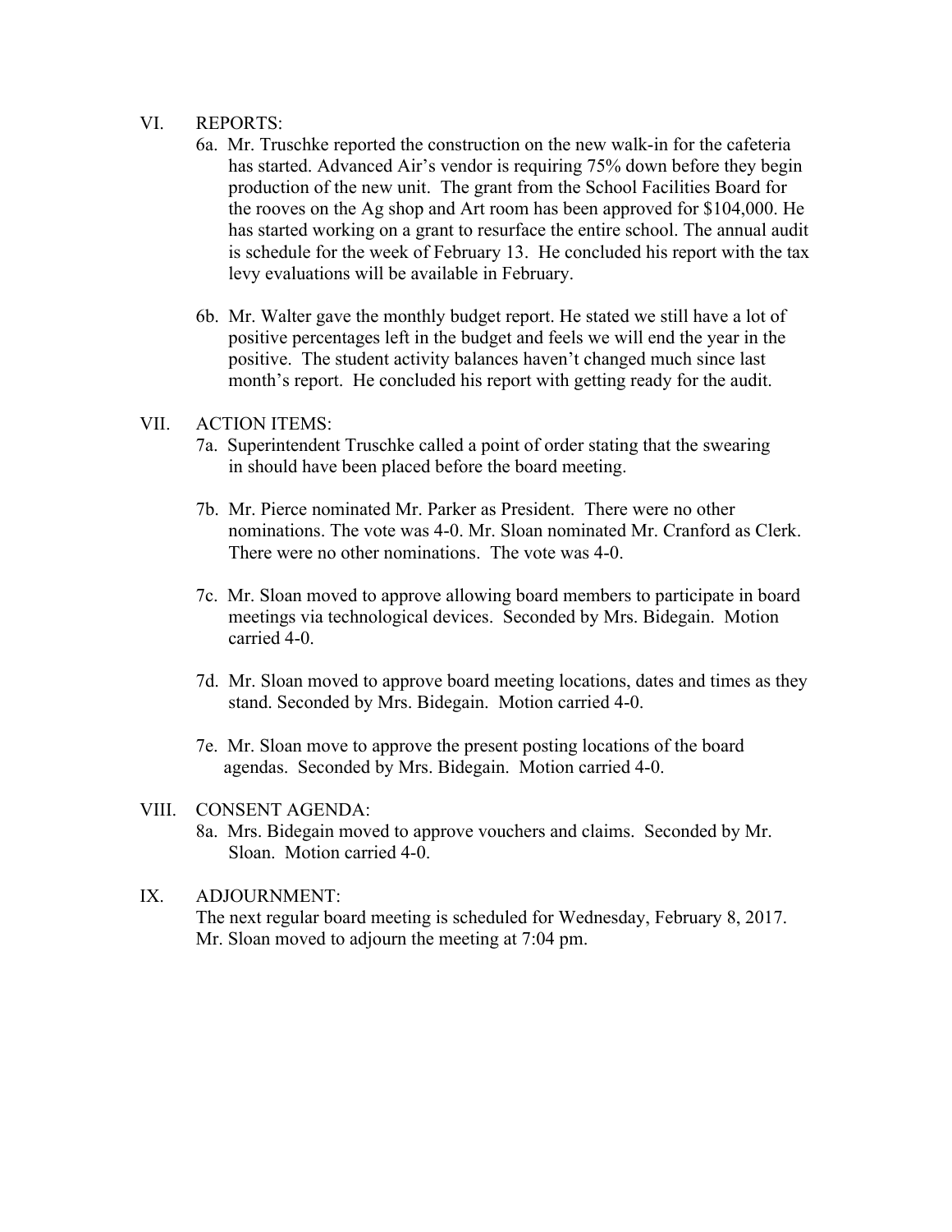VI. REPORTS:

6a. Mr. Truschke reported the construction on the new walk-in for the cafeteria has started. Advanced Air's vendor is requiring 75% down before they begin production of the new unit. The grant from the School Facilities Board for the rooves on the Ag shop and Art room has been approved for $104,000. He has started working on a grant to resurface the entire school. The annual audit is schedule for the week of February 13. He concluded his report with the tax levy evaluations will be available in February.

6b. Mr. Walter gave the monthly budget report. He stated we still have a lot of positive percentages left in the budget and feels we will end the year in the positive. The student activity balances haven't changed much since last month's report. He concluded his report with getting ready for the audit.

VII. ACTION ITEMS:

7a. Superintendent Truschke called a point of order stating that the swearing in should have been placed before the board meeting.

7b. Mr. Pierce nominated Mr. Parker as President. There were no other nominations. The vote was 4-0. Mr. Sloan nominated Mr. Cranford as Clerk. There were no other nominations. The vote was 4-0.

7c. Mr. Sloan moved to approve allowing board members to participate in board meetings via technological devices. Seconded by Mrs. Bidegain. Motion carried 4-0.

7d. Mr. Sloan moved to approve board meeting locations, dates and times as they stand. Seconded by Mrs. Bidegain. Motion carried 4-0.

7e. Mr. Sloan move to approve the present posting locations of the board agendas. Seconded by Mrs. Bidegain. Motion carried 4-0.

VIII. CONSENT AGENDA:

8a. Mrs. Bidegain moved to approve vouchers and claims. Seconded by Mr. Sloan. Motion carried 4-0.

IX. ADJOURNMENT:

The next regular board meeting is scheduled for Wednesday, February 8, 2017. Mr. Sloan moved to adjourn the meeting at 7:04 pm.